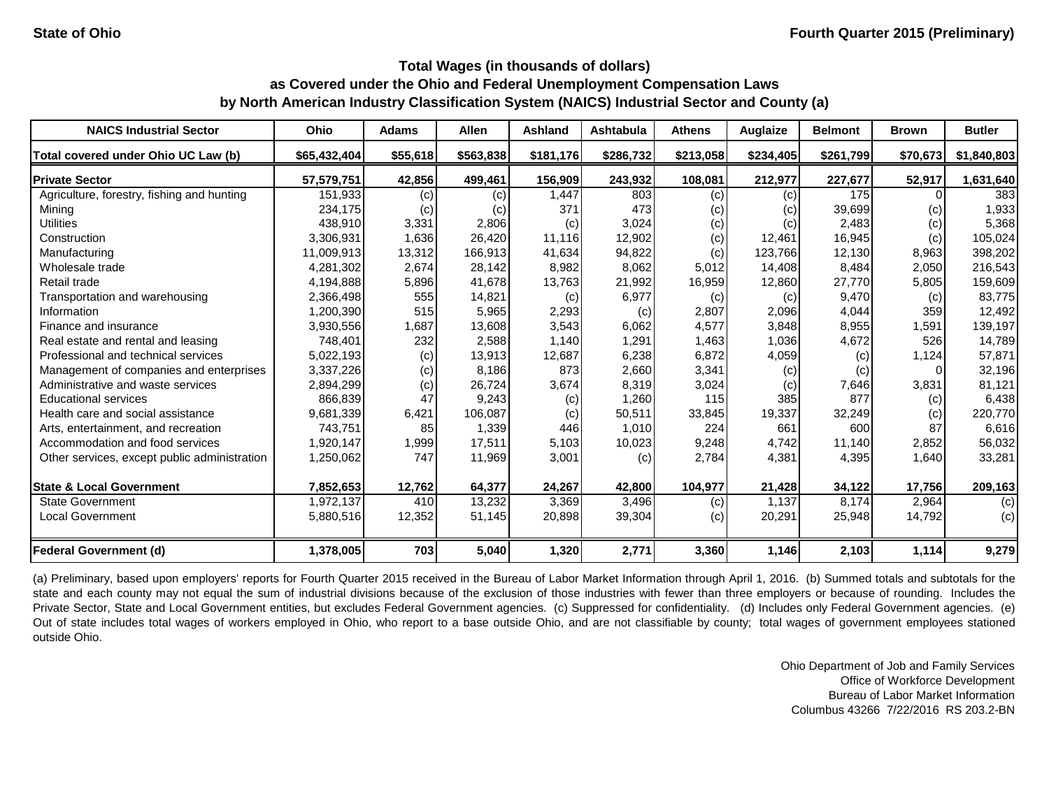State of Ohio

Fourth Quarter 2015 (Preliminary)

# Total Wages (in thousands of dollars)
## as Covered under the Ohio and Federal Unemployment Compensation Laws
## by North American Industry Classification System (NAICS) Industrial Sector and County (a)

| NAICS Industrial Sector | Ohio | Adams | Allen | Ashland | Ashtabula | Athens | Auglaize | Belmont | Brown | Butler |
|---|---|---|---|---|---|---|---|---|---|---|
| **Total covered under Ohio UC Law (b)** | **$65,432,404** | **$55,618** | **$563,838** | **$181,176** | **$286,732** | **$213,058** | **$234,405** | **$261,799** | **$70,673** | **$1,840,803** |
| **Private Sector** | **57,579,751** | **42,856** | **499,461** | **156,909** | **243,932** | **108,081** | **212,977** | **227,677** | **52,917** | **1,631,640** |
| Agriculture, forestry, fishing and hunting | 151,933 | (c) | (c) | 1,447 | 803 | (c) | (c) | 175 | 0 | 383 |
| Mining | 234,175 | (c) | (c) | 371 | 473 | (c) | (c) | 39,699 | (c) | 1,933 |
| Utilities | 438,910 | 3,331 | 2,806 | (c) | 3,024 | (c) | (c) | 2,483 | (c) | 5,368 |
| Construction | 3,306,931 | 1,636 | 26,420 | 11,116 | 12,902 | (c) | 12,461 | 16,945 | (c) | 105,024 |
| Manufacturing | 11,009,913 | 13,312 | 166,913 | 41,634 | 94,822 | (c) | 123,766 | 12,130 | 8,963 | 398,202 |
| Wholesale trade | 4,281,302 | 2,674 | 28,142 | 8,982 | 8,062 | 5,012 | 14,408 | 8,484 | 2,050 | 216,543 |
| Retail trade | 4,194,888 | 5,896 | 41,678 | 13,763 | 21,992 | 16,959 | 12,860 | 27,770 | 5,805 | 159,609 |
| Transportation and warehousing | 2,366,498 | 555 | 14,821 | (c) | 6,977 | (c) | (c) | 9,470 | (c) | 83,775 |
| Information | 1,200,390 | 515 | 5,965 | 2,293 | (c) | 2,807 | 2,096 | 4,044 | 359 | 12,492 |
| Finance and insurance | 3,930,556 | 1,687 | 13,608 | 3,543 | 6,062 | 4,577 | 3,848 | 8,955 | 1,591 | 139,197 |
| Real estate and rental and leasing | 748,401 | 232 | 2,588 | 1,140 | 1,291 | 1,463 | 1,036 | 4,672 | 526 | 14,789 |
| Professional and technical services | 5,022,193 | (c) | 13,913 | 12,687 | 6,238 | 6,872 | 4,059 | (c) | 1,124 | 57,871 |
| Management of companies and enterprises | 3,337,226 | (c) | 8,186 | 873 | 2,660 | 3,341 | (c) | (c) | 0 | 32,196 |
| Administrative and waste services | 2,894,299 | (c) | 26,724 | 3,674 | 8,319 | 3,024 | (c) | 7,646 | 3,831 | 81,121 |
| Educational services | 866,839 | 47 | 9,243 | (c) | 1,260 | 115 | 385 | 877 | (c) | 6,438 |
| Health care and social assistance | 9,681,339 | 6,421 | 106,087 | (c) | 50,511 | 33,845 | 19,337 | 32,249 | (c) | 220,770 |
| Arts, entertainment, and recreation | 743,751 | 85 | 1,339 | 446 | 1,010 | 224 | 661 | 600 | 87 | 6,616 |
| Accommodation and food services | 1,920,147 | 1,999 | 17,511 | 5,103 | 10,023 | 9,248 | 4,742 | 11,140 | 2,852 | 56,032 |
| Other services, except public administration | 1,250,062 | 747 | 11,969 | 3,001 | (c) | 2,784 | 4,381 | 4,395 | 1,640 | 33,281 |
| **State & Local Government** | **7,852,653** | **12,762** | **64,377** | **24,267** | **42,800** | **104,977** | **21,428** | **34,122** | **17,756** | **209,163** |
| State Government | 1,972,137 | 410 | 13,232 | 3,369 | 3,496 | (c) | 1,137 | 8,174 | 2,964 | (c) |
| Local Government | 5,880,516 | 12,352 | 51,145 | 20,898 | 39,304 | (c) | 20,291 | 25,948 | 14,792 | (c) |
| **Federal Government (d)** | **1,378,005** | **703** | **5,040** | **1,320** | **2,771** | **3,360** | **1,146** | **2,103** | **1,114** | **9,279** |

(a) Preliminary, based upon employers' reports for Fourth Quarter 2015 received in the Bureau of Labor Market Information through April 1, 2016. (b) Summed totals and subtotals for the state and each county may not equal the sum of industrial divisions because of the exclusion of those industries with fewer than three employers or because of rounding. Includes the Private Sector, State and Local Government entities, but excludes Federal Government agencies. (c) Suppressed for confidentiality. (d) Includes only Federal Government agencies. (e) Out of state includes total wages of workers employed in Ohio, who report to a base outside Ohio, and are not classifiable by county; total wages of government employees stationed outside Ohio.

Ohio Department of Job and Family Services
Office of Workforce Development
Bureau of Labor Market Information
Columbus 43266 7/22/2016 RS 203.2-BN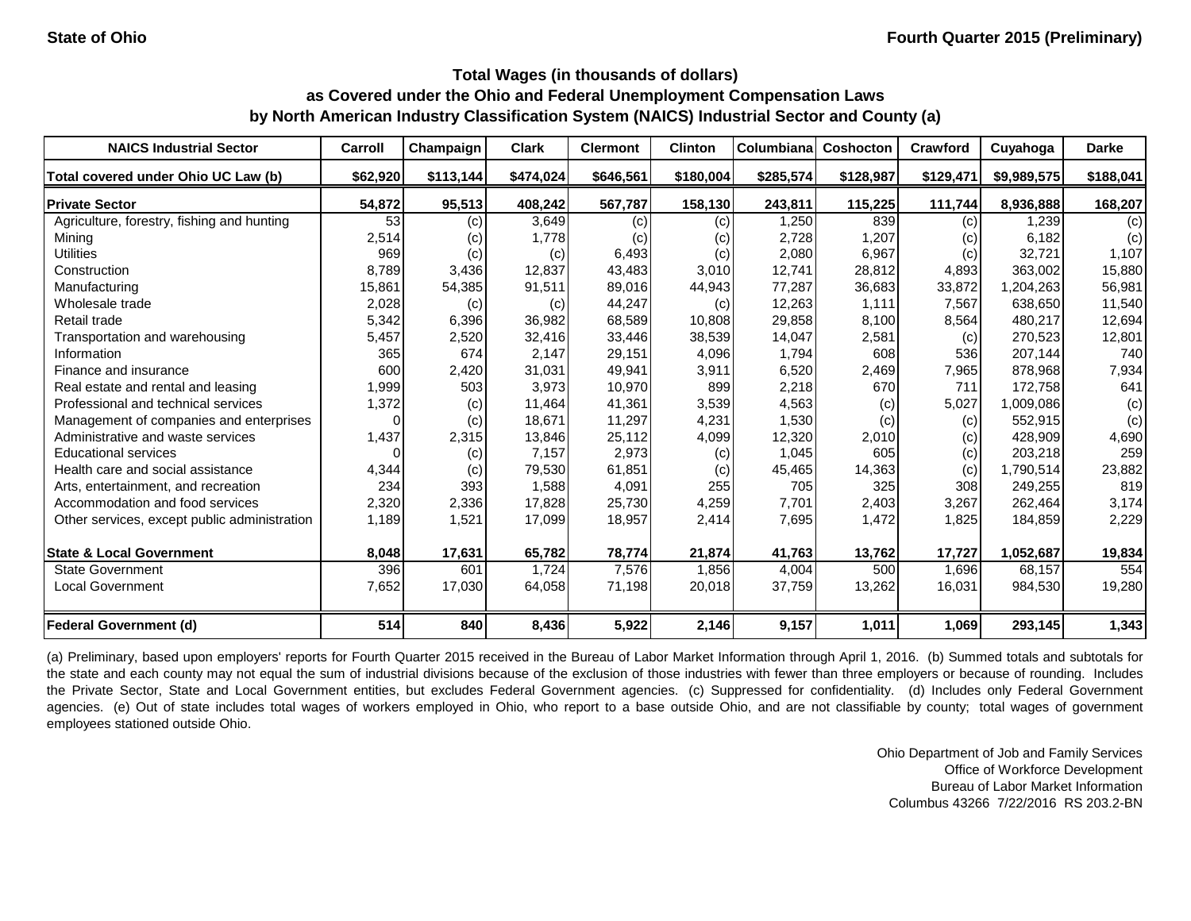State of Ohio

Fourth Quarter 2015 (Preliminary)

## Total Wages (in thousands of dollars) as Covered under the Ohio and Federal Unemployment Compensation Laws by North American Industry Classification System (NAICS) Industrial Sector and County (a)

| NAICS Industrial Sector | Carroll | Champaign | Clark | Clermont | Clinton | Columbiana | Coshocton | Crawford | Cuyahoga | Darke |
|---|---|---|---|---|---|---|---|---|---|---|
| Total covered under Ohio UC Law (b) | $62,920 | $113,144 | $474,024 | $646,561 | $180,004 | $285,574 | $128,987 | $129,471 | $9,989,575 | $188,041 |
| **Private Sector** | 54,872 | 95,513 | 408,242 | 567,787 | 158,130 | 243,811 | 115,225 | 111,744 | 8,936,888 | 168,207 |
| Agriculture, forestry, fishing and hunting | 53 | (c) | 3,649 | (c) | (c) | 1,250 | 839 | (c) | 1,239 | (c) |
| Mining | 2,514 | (c) | 1,778 | (c) | (c) | 2,728 | 1,207 | (c) | 6,182 | (c) |
| Utilities | 969 | (c) | (c) | 6,493 | (c) | 2,080 | 6,967 | (c) | 32,721 | 1,107 |
| Construction | 8,789 | 3,436 | 12,837 | 43,483 | 3,010 | 12,741 | 28,812 | 4,893 | 363,002 | 15,880 |
| Manufacturing | 15,861 | 54,385 | 91,511 | 89,016 | 44,943 | 77,287 | 36,683 | 33,872 | 1,204,263 | 56,981 |
| Wholesale trade | 2,028 | (c) | (c) | 44,247 | (c) | 12,263 | 1,111 | 7,567 | 638,650 | 11,540 |
| Retail trade | 5,342 | 6,396 | 36,982 | 68,589 | 10,808 | 29,858 | 8,100 | 8,564 | 480,217 | 12,694 |
| Transportation and warehousing | 5,457 | 2,520 | 32,416 | 33,446 | 38,539 | 14,047 | 2,581 | (c) | 270,523 | 12,801 |
| Information | 365 | 674 | 2,147 | 29,151 | 4,096 | 1,794 | 608 | 536 | 207,144 | 740 |
| Finance and insurance | 600 | 2,420 | 31,031 | 49,941 | 3,911 | 6,520 | 2,469 | 7,965 | 878,968 | 7,934 |
| Real estate and rental and leasing | 1,999 | 503 | 3,973 | 10,970 | 899 | 2,218 | 670 | 711 | 172,758 | 641 |
| Professional and technical services | 1,372 | (c) | 11,464 | 41,361 | 3,539 | 4,563 | (c) | 5,027 | 1,009,086 | (c) |
| Management of companies and enterprises | 0 | (c) | 18,671 | 11,297 | 4,231 | 1,530 | (c) | (c) | 552,915 | (c) |
| Administrative and waste services | 1,437 | 2,315 | 13,846 | 25,112 | 4,099 | 12,320 | 2,010 | (c) | 428,909 | 4,690 |
| Educational services | 0 | (c) | 7,157 | 2,973 | (c) | 1,045 | 605 | (c) | 203,218 | 259 |
| Health care and social assistance | 4,344 | (c) | 79,530 | 61,851 | (c) | 45,465 | 14,363 | (c) | 1,790,514 | 23,882 |
| Arts, entertainment, and recreation | 234 | 393 | 1,588 | 4,091 | 255 | 705 | 325 | 308 | 249,255 | 819 |
| Accommodation and food services | 2,320 | 2,336 | 17,828 | 25,730 | 4,259 | 7,701 | 2,403 | 3,267 | 262,464 | 3,174 |
| Other services, except public administration | 1,189 | 1,521 | 17,099 | 18,957 | 2,414 | 7,695 | 1,472 | 1,825 | 184,859 | 2,229 |
| **State & Local Government** | 8,048 | 17,631 | 65,782 | 78,774 | 21,874 | 41,763 | 13,762 | 17,727 | 1,052,687 | 19,834 |
| State Government | 396 | 601 | 1,724 | 7,576 | 1,856 | 4,004 | 500 | 1,696 | 68,157 | 554 |
| Local Government | 7,652 | 17,030 | 64,058 | 71,198 | 20,018 | 37,759 | 13,262 | 16,031 | 984,530 | 19,280 |
| **Federal Government (d)** | 514 | 840 | 8,436 | 5,922 | 2,146 | 9,157 | 1,011 | 1,069 | 293,145 | 1,343 |

(a) Preliminary, based upon employers' reports for Fourth Quarter 2015 received in the Bureau of Labor Market Information through April 1, 2016. (b) Summed totals and subtotals for the state and each county may not equal the sum of industrial divisions because of the exclusion of those industries with fewer than three employers or because of rounding. Includes the Private Sector, State and Local Government entities, but excludes Federal Government agencies. (c) Suppressed for confidentiality. (d) Includes only Federal Government agencies. (e) Out of state includes total wages of workers employed in Ohio, who report to a base outside Ohio, and are not classifiable by county; total wages of government employees stationed outside Ohio.

Ohio Department of Job and Family Services
Office of Workforce Development
Bureau of Labor Market Information
Columbus 43266 7/22/2016 RS 203.2-BN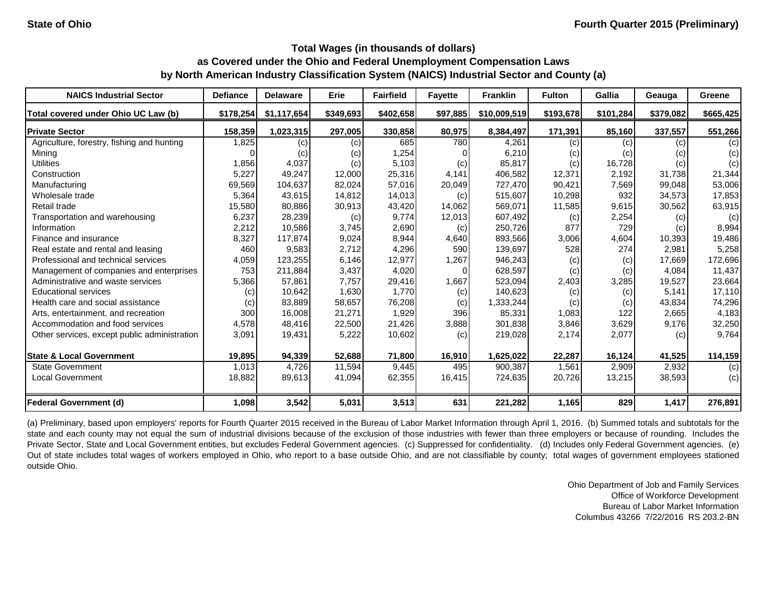State of Ohio

Fourth Quarter 2015 (Preliminary)

## Total Wages (in thousands of dollars) as Covered under the Ohio and Federal Unemployment Compensation Laws by North American Industry Classification System (NAICS) Industrial Sector and County (a)

| NAICS Industrial Sector | Defiance | Delaware | Erie | Fairfield | Fayette | Franklin | Fulton | Gallia | Geauga | Greene |
|---|---|---|---|---|---|---|---|---|---|---|
| **Total covered under Ohio UC Law (b)** | **$178,254** | **$1,117,654** | **$349,693** | **$402,658** | **$97,885** | **$10,009,519** | **$193,678** | **$101,284** | **$379,082** | **$665,425** |
| **Private Sector** | **158,359** | **1,023,315** | **297,005** | **330,858** | **80,975** | **8,384,497** | **171,391** | **85,160** | **337,557** | **551,266** |
| Agriculture, forestry, fishing and hunting | 1,825 | (c) | (c) | 685 | 780 | 4,261 | (c) | (c) | (c) | (c) |
| Mining | 0 | (c) | (c) | 1,254 | 0 | 6,210 | (c) | (c) | (c) | (c) |
| Utilities | 1,856 | 4,037 | (c) | 5,103 | (c) | 85,817 | (c) | 16,728 | (c) | (c) |
| Construction | 5,227 | 49,247 | 12,000 | 25,316 | 4,141 | 406,582 | 12,371 | 2,192 | 31,738 | 21,344 |
| Manufacturing | 69,569 | 104,637 | 82,024 | 57,016 | 20,049 | 727,470 | 90,421 | 7,569 | 99,048 | 53,006 |
| Wholesale trade | 5,364 | 43,615 | 14,812 | 14,013 | (c) | 515,607 | 10,298 | 932 | 34,573 | 17,853 |
| Retail trade | 15,580 | 80,886 | 30,913 | 43,420 | 14,062 | 569,071 | 11,585 | 9,615 | 30,562 | 63,915 |
| Transportation and warehousing | 6,237 | 28,239 | (c) | 9,774 | 12,013 | 607,492 | (c) | 2,254 | (c) | (c) |
| Information | 2,212 | 10,586 | 3,745 | 2,690 | (c) | 250,726 | 877 | 729 | (c) | 8,994 |
| Finance and insurance | 8,327 | 117,874 | 9,024 | 8,944 | 4,640 | 893,566 | 3,006 | 4,604 | 10,393 | 19,486 |
| Real estate and rental and leasing | 460 | 9,583 | 2,712 | 4,296 | 590 | 139,697 | 528 | 274 | 2,981 | 5,258 |
| Professional and technical services | 4,059 | 123,255 | 6,146 | 12,977 | 1,267 | 946,243 | (c) | (c) | 17,669 | 172,696 |
| Management of companies and enterprises | 753 | 211,884 | 3,437 | 4,020 | 0 | 628,597 | (c) | (c) | 4,084 | 11,437 |
| Administrative and waste services | 5,366 | 57,861 | 7,757 | 29,416 | 1,667 | 523,094 | 2,403 | 3,285 | 19,527 | 23,664 |
| Educational services | (c) | 10,642 | 1,630 | 1,770 | (c) | 140,623 | (c) | (c) | 5,141 | 17,110 |
| Health care and social assistance | (c) | 83,889 | 58,657 | 76,208 | (c) | 1,333,244 | (c) | (c) | 43,834 | 74,296 |
| Arts, entertainment, and recreation | 300 | 16,008 | 21,271 | 1,929 | 396 | 85,331 | 1,083 | 122 | 2,665 | 4,183 |
| Accommodation and food services | 4,578 | 48,416 | 22,500 | 21,426 | 3,888 | 301,838 | 3,846 | 3,629 | 9,176 | 32,250 |
| Other services, except public administration | 3,091 | 19,431 | 5,222 | 10,602 | (c) | 219,028 | 2,174 | 2,077 | (c) | 9,764 |
| **State & Local Government** | **19,895** | **94,339** | **52,688** | **71,800** | **16,910** | **1,625,022** | **22,287** | **16,124** | **41,525** | **114,159** |
| State Government | 1,013 | 4,726 | 11,594 | 9,445 | 495 | 900,387 | 1,561 | 2,909 | 2,932 | (c) |
| Local Government | 18,882 | 89,613 | 41,094 | 62,355 | 16,415 | 724,635 | 20,726 | 13,215 | 38,593 | (c) |
| **Federal Government (d)** | **1,098** | **3,542** | **5,031** | **3,513** | **631** | **221,282** | **1,165** | **829** | **1,417** | **276,891** |

(a) Preliminary, based upon employers' reports for Fourth Quarter 2015 received in the Bureau of Labor Market Information through April 1, 2016. (b) Summed totals and subtotals for the state and each county may not equal the sum of industrial divisions because of the exclusion of those industries with fewer than three employers or because of rounding. Includes the Private Sector, State and Local Government entities, but excludes Federal Government agencies. (c) Suppressed for confidentiality. (d) Includes only Federal Government agencies. (e) Out of state includes total wages of workers employed in Ohio, who report to a base outside Ohio, and are not classifiable by county; total wages of government employees stationed outside Ohio.

Ohio Department of Job and Family Services
Office of Workforce Development
Bureau of Labor Market Information
Columbus 43266 7/22/2016 RS 203.2-BN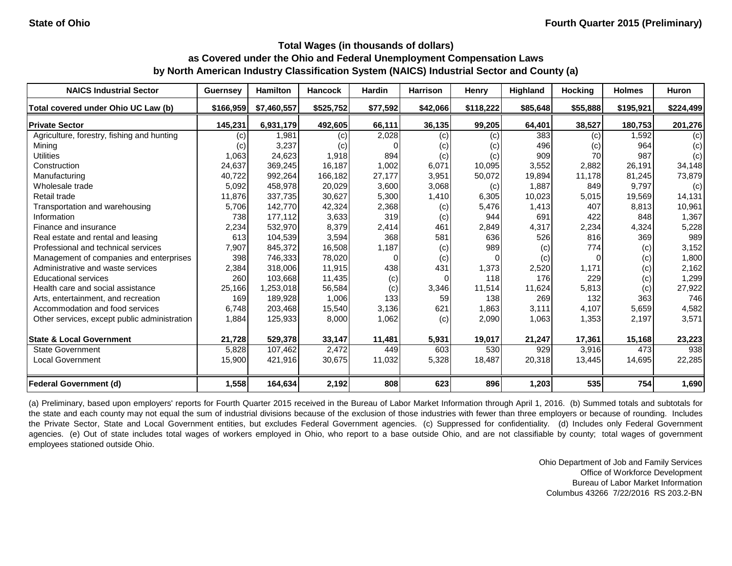State of Ohio

Fourth Quarter 2015 (Preliminary)

## Total Wages (in thousands of dollars)
## as Covered under the Ohio and Federal Unemployment Compensation Laws
## by North American Industry Classification System (NAICS) Industrial Sector and County (a)

| NAICS Industrial Sector | Guernsey | Hamilton | Hancock | Hardin | Harrison | Henry | Highland | Hocking | Holmes | Huron |
|---|---|---|---|---|---|---|---|---|---|---|
| **Total covered under Ohio UC Law (b)** | **$166,959** | **$7,460,557** | **$525,752** | **$77,592** | **$42,066** | **$118,222** | **$85,648** | **$55,888** | **$195,921** | **$224,499** |
| **Private Sector** | **145,231** | **6,931,179** | **492,605** | **66,111** | **36,135** | **99,205** | **64,401** | **38,527** | **180,753** | **201,276** |
| Agriculture, forestry, fishing and hunting | (c) | 1,981 | (c) | 2,028 | (c) | (c) | 383 | (c) | 1,592 | (c) |
| Mining | (c) | 3,237 | (c) | 0 | (c) | (c) | 496 | (c) | 964 | (c) |
| Utilities | 1,063 | 24,623 | 1,918 | 894 | (c) | (c) | 909 | 70 | 987 | (c) |
| Construction | 24,637 | 369,245 | 16,187 | 1,002 | 6,071 | 10,095 | 3,552 | 2,882 | 26,191 | 34,148 |
| Manufacturing | 40,722 | 992,264 | 166,182 | 27,177 | 3,951 | 50,072 | 19,894 | 11,178 | 81,245 | 73,879 |
| Wholesale trade | 5,092 | 458,978 | 20,029 | 3,600 | 3,068 | (c) | 1,887 | 849 | 9,797 | (c) |
| Retail trade | 11,876 | 337,735 | 30,627 | 5,300 | 1,410 | 6,305 | 10,023 | 5,015 | 19,569 | 14,131 |
| Transportation and warehousing | 5,706 | 142,770 | 42,324 | 2,368 | (c) | 5,476 | 1,413 | 407 | 8,813 | 10,961 |
| Information | 738 | 177,112 | 3,633 | 319 | (c) | 944 | 691 | 422 | 848 | 1,367 |
| Finance and insurance | 2,234 | 532,970 | 8,379 | 2,414 | 461 | 2,849 | 4,317 | 2,234 | 4,324 | 5,228 |
| Real estate and rental and leasing | 613 | 104,539 | 3,594 | 368 | 581 | 636 | 526 | 816 | 369 | 989 |
| Professional and technical services | 7,907 | 845,372 | 16,508 | 1,187 | (c) | 989 | (c) | 774 | (c) | 3,152 |
| Management of companies and enterprises | 398 | 746,333 | 78,020 | 0 | (c) | 0 | (c) | 0 | (c) | 1,800 |
| Administrative and waste services | 2,384 | 318,006 | 11,915 | 438 | 431 | 1,373 | 2,520 | 1,171 | (c) | 2,162 |
| Educational services | 260 | 103,668 | 11,435 | (c) | 0 | 118 | 176 | 229 | (c) | 1,299 |
| Health care and social assistance | 25,166 | 1,253,018 | 56,584 | (c) | 3,346 | 11,514 | 11,624 | 5,813 | (c) | 27,922 |
| Arts, entertainment, and recreation | 169 | 189,928 | 1,006 | 133 | 59 | 138 | 269 | 132 | 363 | 746 |
| Accommodation and food services | 6,748 | 203,468 | 15,540 | 3,136 | 621 | 1,863 | 3,111 | 4,107 | 5,659 | 4,582 |
| Other services, except public administration | 1,884 | 125,933 | 8,000 | 1,062 | (c) | 2,090 | 1,063 | 1,353 | 2,197 | 3,571 |
| **State & Local Government** | **21,728** | **529,378** | **33,147** | **11,481** | **5,931** | **19,017** | **21,247** | **17,361** | **15,168** | **23,223** |
| State Government | 5,828 | 107,462 | 2,472 | 449 | 603 | 530 | 929 | 3,916 | 473 | 938 |
| Local Government | 15,900 | 421,916 | 30,675 | 11,032 | 5,328 | 18,487 | 20,318 | 13,445 | 14,695 | 22,285 |
| **Federal Government (d)** | **1,558** | **164,634** | **2,192** | **808** | **623** | **896** | **1,203** | **535** | **754** | **1,690** |

(a) Preliminary, based upon employers' reports for Fourth Quarter 2015 received in the Bureau of Labor Market Information through April 1, 2016. (b) Summed totals and subtotals for the state and each county may not equal the sum of industrial divisions because of the exclusion of those industries with fewer than three employers or because of rounding. Includes the Private Sector, State and Local Government entities, but excludes Federal Government agencies. (c) Suppressed for confidentiality. (d) Includes only Federal Government agencies. (e) Out of state includes total wages of workers employed in Ohio, who report to a base outside Ohio, and are not classifiable by county; total wages of government employees stationed outside Ohio.

Ohio Department of Job and Family Services
Office of Workforce Development
Bureau of Labor Market Information
Columbus 43266 7/22/2016 RS 203.2-BN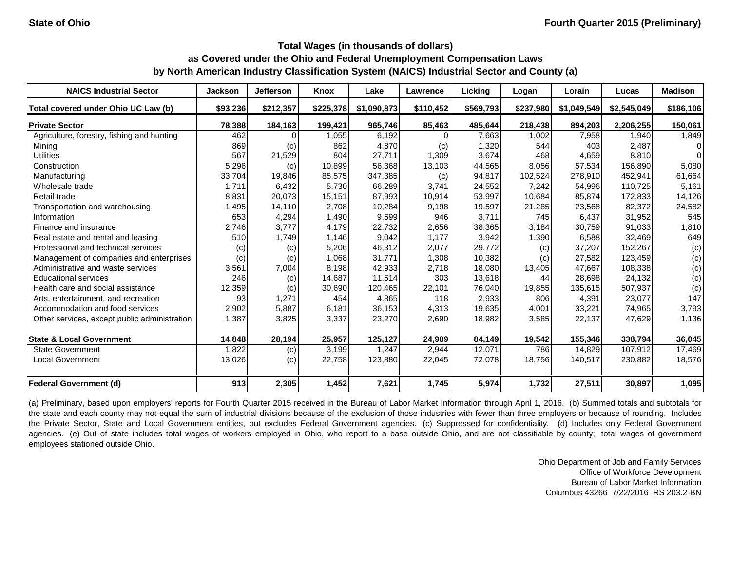State of Ohio

Fourth Quarter 2015 (Preliminary)

# Total Wages (in thousands of dollars)
## as Covered under the Ohio and Federal Unemployment Compensation Laws
## by North American Industry Classification System (NAICS) Industrial Sector and County (a)

| NAICS Industrial Sector | Jackson | Jefferson | Knox | Lake | Lawrence | Licking | Logan | Lorain | Lucas | Madison |
|---|---|---|---|---|---|---|---|---|---|---|
| Total covered under Ohio UC Law (b) | $93,236 | $212,357 | $225,378 | $1,090,873 | $110,452 | $569,793 | $237,980 | $1,049,549 | $2,545,049 | $186,106 |
| **Private Sector** | 78,388 | 184,163 | 199,421 | 965,746 | 85,463 | 485,644 | 218,438 | 894,203 | 2,206,255 | 150,061 |
| Agriculture, forestry, fishing and hunting | 462 | 0 | 1,055 | 6,192 | 0 | 7,663 | 1,002 | 7,958 | 1,940 | 1,849 |
| Mining | 869 | (c) | 862 | 4,870 | (c) | 1,320 | 544 | 403 | 2,487 | 0 |
| Utilities | 567 | 21,529 | 804 | 27,711 | 1,309 | 3,674 | 468 | 4,659 | 8,810 | 0 |
| Construction | 5,296 | (c) | 10,899 | 56,368 | 13,103 | 44,565 | 8,056 | 57,534 | 156,890 | 5,080 |
| Manufacturing | 33,704 | 19,846 | 85,575 | 347,385 | (c) | 94,817 | 102,524 | 278,910 | 452,941 | 61,664 |
| Wholesale trade | 1,711 | 6,432 | 5,730 | 66,289 | 3,741 | 24,552 | 7,242 | 54,996 | 110,725 | 5,161 |
| Retail trade | 8,831 | 20,073 | 15,151 | 87,993 | 10,914 | 53,997 | 10,684 | 85,874 | 172,833 | 14,126 |
| Transportation and warehousing | 1,495 | 14,110 | 2,708 | 10,284 | 9,198 | 19,597 | 21,285 | 23,568 | 82,372 | 24,582 |
| Information | 653 | 4,294 | 1,490 | 9,599 | 946 | 3,711 | 745 | 6,437 | 31,952 | 545 |
| Finance and insurance | 2,746 | 3,777 | 4,179 | 22,732 | 2,656 | 38,365 | 3,184 | 30,759 | 91,033 | 1,810 |
| Real estate and rental and leasing | 510 | 1,749 | 1,146 | 9,042 | 1,177 | 3,942 | 1,390 | 6,588 | 32,469 | 649 |
| Professional and technical services | (c) | (c) | 5,206 | 46,312 | 2,077 | 29,772 | (c) | 37,207 | 152,267 | (c) |
| Management of companies and enterprises | (c) | (c) | 1,068 | 31,771 | 1,308 | 10,382 | (c) | 27,582 | 123,459 | (c) |
| Administrative and waste services | 3,561 | 7,004 | 8,198 | 42,933 | 2,718 | 18,080 | 13,405 | 47,667 | 108,338 | (c) |
| Educational services | 246 | (c) | 14,687 | 11,514 | 303 | 13,618 | 44 | 28,698 | 24,132 | (c) |
| Health care and social assistance | 12,359 | (c) | 30,690 | 120,465 | 22,101 | 76,040 | 19,855 | 135,615 | 507,937 | (c) |
| Arts, entertainment, and recreation | 93 | 1,271 | 454 | 4,865 | 118 | 2,933 | 806 | 4,391 | 23,077 | 147 |
| Accommodation and food services | 2,902 | 5,887 | 6,181 | 36,153 | 4,313 | 19,635 | 4,001 | 33,221 | 74,965 | 3,793 |
| Other services, except public administration | 1,387 | 3,825 | 3,337 | 23,270 | 2,690 | 18,982 | 3,585 | 22,137 | 47,629 | 1,136 |
| **State & Local Government** | 14,848 | 28,194 | 25,957 | 125,127 | 24,989 | 84,149 | 19,542 | 155,346 | 338,794 | 36,045 |
| State Government | 1,822 | (c) | 3,199 | 1,247 | 2,944 | 12,071 | 786 | 14,829 | 107,912 | 17,469 |
| Local Government | 13,026 | (c) | 22,758 | 123,880 | 22,045 | 72,078 | 18,756 | 140,517 | 230,882 | 18,576 |
| **Federal Government (d)** | 913 | 2,305 | 1,452 | 7,621 | 1,745 | 5,974 | 1,732 | 27,511 | 30,897 | 1,095 |

(a) Preliminary, based upon employers' reports for Fourth Quarter 2015 received in the Bureau of Labor Market Information through April 1, 2016. (b) Summed totals and subtotals for the state and each county may not equal the sum of industrial divisions because of the exclusion of those industries with fewer than three employers or because of rounding. Includes the Private Sector, State and Local Government entities, but excludes Federal Government agencies. (c) Suppressed for confidentiality. (d) Includes only Federal Government agencies. (e) Out of state includes total wages of workers employed in Ohio, who report to a base outside Ohio, and are not classifiable by county; total wages of government employees stationed outside Ohio.

Ohio Department of Job and Family Services
Office of Workforce Development
Bureau of Labor Market Information
Columbus 43266 7/22/2016 RS 203.2-BN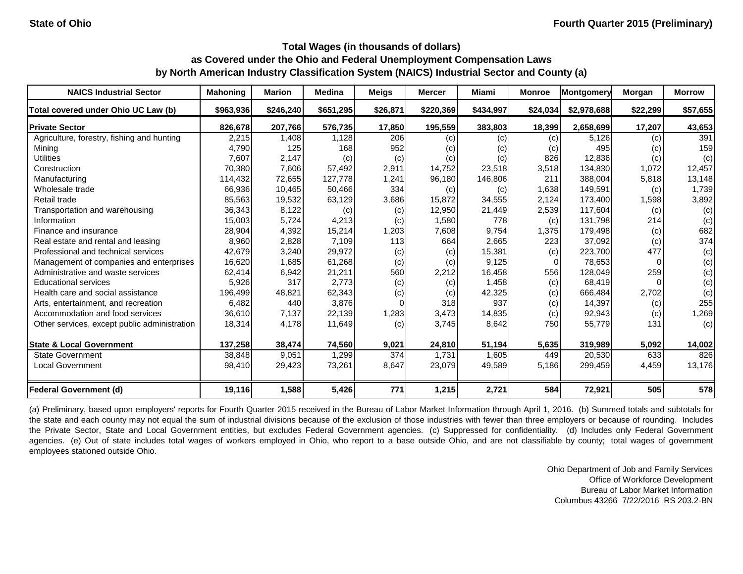State of Ohio | Fourth Quarter 2015 (Preliminary)

## Total Wages (in thousands of dollars)
## as Covered under the Ohio and Federal Unemployment Compensation Laws
## by North American Industry Classification System (NAICS) Industrial Sector and County (a)

| NAICS Industrial Sector | Mahoning | Marion | Medina | Meigs | Mercer | Miami | Monroe | Montgomery | Morgan | Morrow |
|---|---|---|---|---|---|---|---|---|---|---|
| Total covered under Ohio UC Law (b) | $963,936 | $246,240 | $651,295 | $26,871 | $220,369 | $434,997 | $24,034 | $2,978,688 | $22,299 | $57,655 |
| **Private Sector** | 826,678 | 207,766 | 576,735 | 17,850 | 195,559 | 383,803 | 18,399 | 2,658,699 | 17,207 | 43,653 |
| Agriculture, forestry, fishing and hunting | 2,215 | 1,408 | 1,128 | 206 | (c) | (c) | (c) | 5,126 | (c) | 391 |
| Mining | 4,790 | 125 | 168 | 952 | (c) | (c) | (c) | 495 | (c) | 159 |
| Utilities | 7,607 | 2,147 | (c) | (c) | (c) | (c) | 826 | 12,836 | (c) | (c) |
| Construction | 70,380 | 7,606 | 57,492 | 2,911 | 14,752 | 23,518 | 3,518 | 134,830 | 1,072 | 12,457 |
| Manufacturing | 114,432 | 72,655 | 127,778 | 1,241 | 96,180 | 146,806 | 211 | 388,004 | 5,818 | 13,148 |
| Wholesale trade | 66,936 | 10,465 | 50,466 | 334 | (c) | (c) | 1,638 | 149,591 | (c) | 1,739 |
| Retail trade | 85,563 | 19,532 | 63,129 | 3,686 | 15,872 | 34,555 | 2,124 | 173,400 | 1,598 | 3,892 |
| Transportation and warehousing | 36,343 | 8,122 | (c) | (c) | 12,950 | 21,449 | 2,539 | 117,604 | (c) | (c) |
| Information | 15,003 | 5,724 | 4,213 | (c) | 1,580 | 778 | (c) | 131,798 | 214 | (c) |
| Finance and insurance | 28,904 | 4,392 | 15,214 | 1,203 | 7,608 | 9,754 | 1,375 | 179,498 | (c) | 682 |
| Real estate and rental and leasing | 8,960 | 2,828 | 7,109 | 113 | 664 | 2,665 | 223 | 37,092 | (c) | 374 |
| Professional and technical services | 42,679 | 3,240 | 29,972 | (c) | (c) | 15,381 | (c) | 223,700 | 477 | (c) |
| Management of companies and enterprises | 16,620 | 1,685 | 61,268 | (c) | (c) | 9,125 | 0 | 78,653 | 0 | (c) |
| Administrative and waste services | 62,414 | 6,942 | 21,211 | 560 | 2,212 | 16,458 | 556 | 128,049 | 259 | (c) |
| Educational services | 5,926 | 317 | 2,773 | (c) | (c) | 1,458 | (c) | 68,419 | 0 | (c) |
| Health care and social assistance | 196,499 | 48,821 | 62,343 | (c) | (c) | 42,325 | (c) | 666,484 | 2,702 | (c) |
| Arts, entertainment, and recreation | 6,482 | 440 | 3,876 | 0 | 318 | 937 | (c) | 14,397 | (c) | 255 |
| Accommodation and food services | 36,610 | 7,137 | 22,139 | 1,283 | 3,473 | 14,835 | (c) | 92,943 | (c) | 1,269 |
| Other services, except public administration | 18,314 | 4,178 | 11,649 | (c) | 3,745 | 8,642 | 750 | 55,779 | 131 | (c) |
| **State & Local Government** | 137,258 | 38,474 | 74,560 | 9,021 | 24,810 | 51,194 | 5,635 | 319,989 | 5,092 | 14,002 |
| State Government | 38,848 | 9,051 | 1,299 | 374 | 1,731 | 1,605 | 449 | 20,530 | 633 | 826 |
| Local Government | 98,410 | 29,423 | 73,261 | 8,647 | 23,079 | 49,589 | 5,186 | 299,459 | 4,459 | 13,176 |
| **Federal Government (d)** | 19,116 | 1,588 | 5,426 | 771 | 1,215 | 2,721 | 584 | 72,921 | 505 | 578 |

(a) Preliminary, based upon employers' reports for Fourth Quarter 2015 received in the Bureau of Labor Market Information through April 1, 2016. (b) Summed totals and subtotals for the state and each county may not equal the sum of industrial divisions because of the exclusion of those industries with fewer than three employers or because of rounding. Includes the Private Sector, State and Local Government entities, but excludes Federal Government agencies. (c) Suppressed for confidentiality. (d) Includes only Federal Government agencies. (e) Out of state includes total wages of workers employed in Ohio, who report to a base outside Ohio, and are not classifiable by county; total wages of government employees stationed outside Ohio.

Ohio Department of Job and Family Services
Office of Workforce Development
Bureau of Labor Market Information
Columbus 43266 7/22/2016 RS 203.2-BN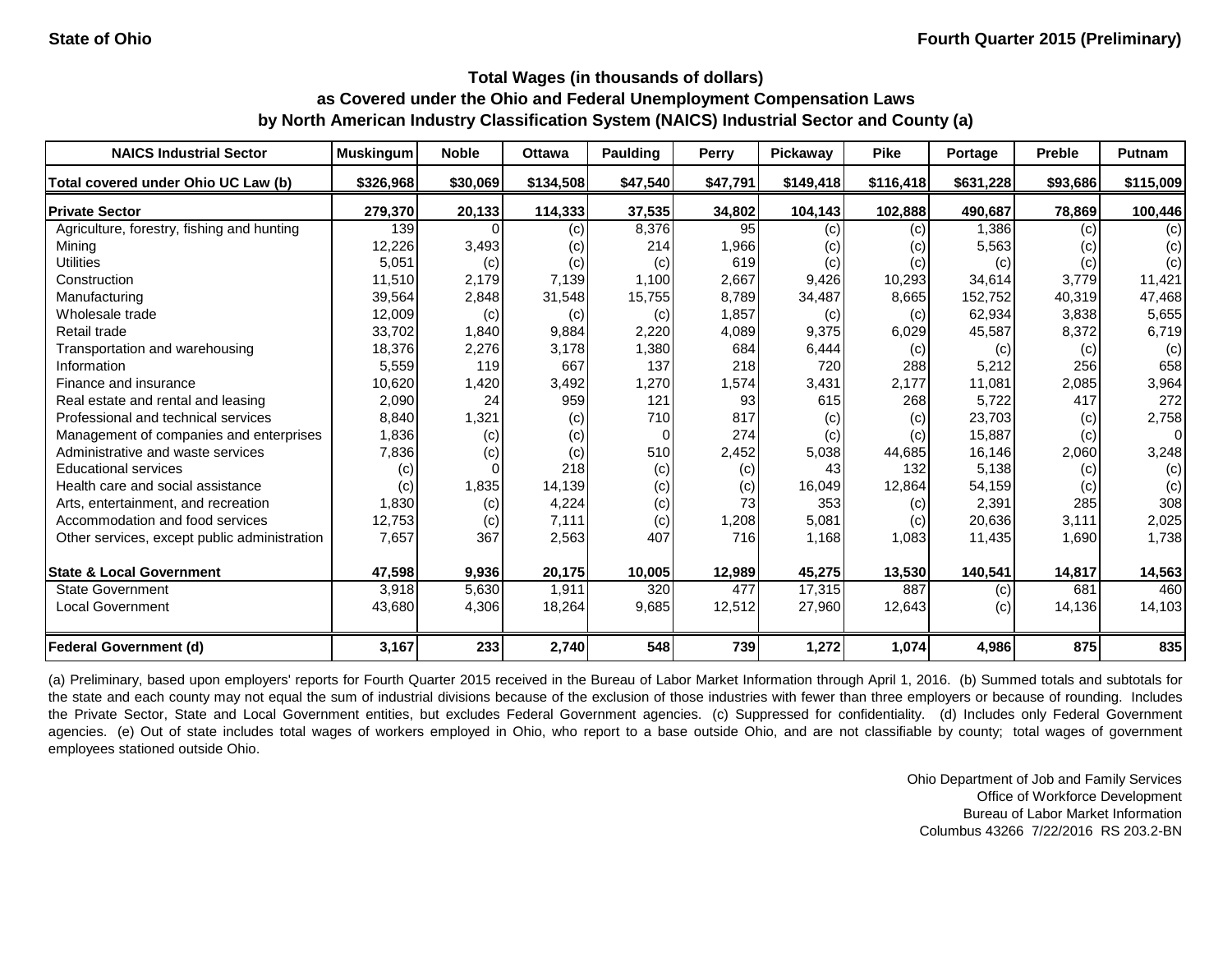State of Ohio

Fourth Quarter 2015 (Preliminary)

### Total Wages (in thousands of dollars)
### as Covered under the Ohio and Federal Unemployment Compensation Laws
### by North American Industry Classification System (NAICS) Industrial Sector and County (a)

| NAICS Industrial Sector | Muskingum | Noble | Ottawa | Paulding | Perry | Pickaway | Pike | Portage | Preble | Putnam |
|---|---|---|---|---|---|---|---|---|---|---|
| **Total covered under Ohio UC Law (b)** | **$326,968** | **$30,069** | **$134,508** | **$47,540** | **$47,791** | **$149,418** | **$116,418** | **$631,228** | **$93,686** | **$115,009** |
| **Private Sector** | **279,370** | **20,133** | **114,333** | **37,535** | **34,802** | **104,143** | **102,888** | **490,687** | **78,869** | **100,446** |
| Agriculture, forestry, fishing and hunting | 139 | 0 | (c) | 8,376 | 95 | (c) | (c) | 1,386 | (c) | (c) |
| Mining | 12,226 | 3,493 | (c) | 214 | 1,966 | (c) | (c) | 5,563 | (c) | (c) |
| Utilities | 5,051 | (c) | (c) | (c) | 619 | (c) | (c) | (c) | (c) | (c) |
| Construction | 11,510 | 2,179 | 7,139 | 1,100 | 2,667 | 9,426 | 10,293 | 34,614 | 3,779 | 11,421 |
| Manufacturing | 39,564 | 2,848 | 31,548 | 15,755 | 8,789 | 34,487 | 8,665 | 152,752 | 40,319 | 47,468 |
| Wholesale trade | 12,009 | (c) | (c) | (c) | 1,857 | (c) | (c) | 62,934 | 3,838 | 5,655 |
| Retail trade | 33,702 | 1,840 | 9,884 | 2,220 | 4,089 | 9,375 | 6,029 | 45,587 | 8,372 | 6,719 |
| Transportation and warehousing | 18,376 | 2,276 | 3,178 | 1,380 | 684 | 6,444 | (c) | (c) | (c) | (c) |
| Information | 5,559 | 119 | 667 | 137 | 218 | 720 | 288 | 5,212 | 256 | 658 |
| Finance and insurance | 10,620 | 1,420 | 3,492 | 1,270 | 1,574 | 3,431 | 2,177 | 11,081 | 2,085 | 3,964 |
| Real estate and rental and leasing | 2,090 | 24 | 959 | 121 | 93 | 615 | 268 | 5,722 | 417 | 272 |
| Professional and technical services | 8,840 | 1,321 | (c) | 710 | 817 | (c) | (c) | 23,703 | (c) | 2,758 |
| Management of companies and enterprises | 1,836 | (c) | (c) | 0 | 274 | (c) | (c) | 15,887 | (c) | 0 |
| Administrative and waste services | 7,836 | (c) | (c) | 510 | 2,452 | 5,038 | 44,685 | 16,146 | 2,060 | 3,248 |
| Educational services | (c) | 0 | 218 | (c) | (c) | 43 | 132 | 5,138 | (c) | (c) |
| Health care and social assistance | (c) | 1,835 | 14,139 | (c) | (c) | 16,049 | 12,864 | 54,159 | (c) | (c) |
| Arts, entertainment, and recreation | 1,830 | (c) | 4,224 | (c) | 73 | 353 | (c) | 2,391 | 285 | 308 |
| Accommodation and food services | 12,753 | (c) | 7,111 | (c) | 1,208 | 5,081 | (c) | 20,636 | 3,111 | 2,025 |
| Other services, except public administration | 7,657 | 367 | 2,563 | 407 | 716 | 1,168 | 1,083 | 11,435 | 1,690 | 1,738 |
| **State & Local Government** | **47,598** | **9,936** | **20,175** | **10,005** | **12,989** | **45,275** | **13,530** | **140,541** | **14,817** | **14,563** |
| State Government | 3,918 | 5,630 | 1,911 | 320 | 477 | 17,315 | 887 | (c) | 681 | 460 |
| Local Government | 43,680 | 4,306 | 18,264 | 9,685 | 12,512 | 27,960 | 12,643 | (c) | 14,136 | 14,103 |
| **Federal Government (d)** | **3,167** | **233** | **2,740** | **548** | **739** | **1,272** | **1,074** | **4,986** | **875** | **835** |

(a) Preliminary, based upon employers' reports for Fourth Quarter 2015 received in the Bureau of Labor Market Information through April 1, 2016. (b) Summed totals and subtotals for the state and each county may not equal the sum of industrial divisions because of the exclusion of those industries with fewer than three employers or because of rounding. Includes the Private Sector, State and Local Government entities, but excludes Federal Government agencies. (c) Suppressed for confidentiality. (d) Includes only Federal Government agencies. (e) Out of state includes total wages of workers employed in Ohio, who report to a base outside Ohio, and are not classifiable by county; total wages of government employees stationed outside Ohio.

Ohio Department of Job and Family Services
Office of Workforce Development
Bureau of Labor Market Information
Columbus 43266 7/22/2016 RS 203.2-BN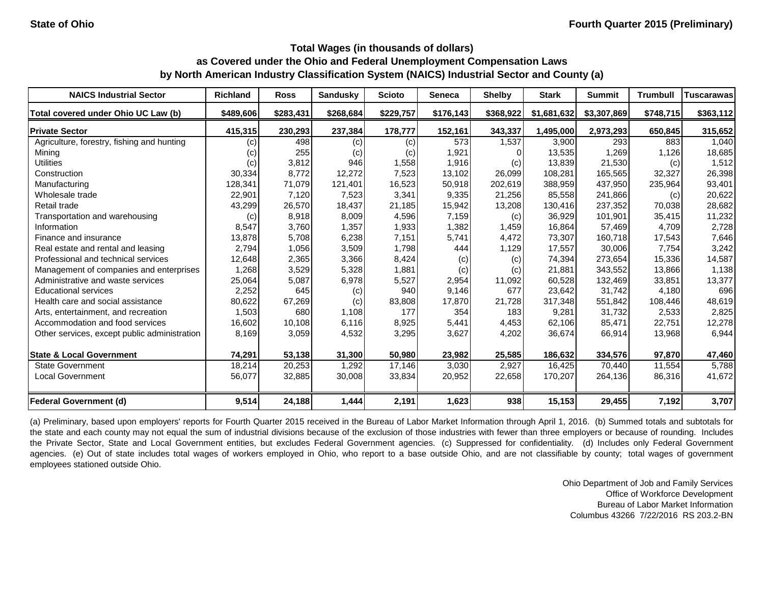State of Ohio | Fourth Quarter 2015 (Preliminary)

### Total Wages (in thousands of dollars)
### as Covered under the Ohio and Federal Unemployment Compensation Laws
### by North American Industry Classification System (NAICS) Industrial Sector and County (a)

| NAICS Industrial Sector | Richland | Ross | Sandusky | Scioto | Seneca | Shelby | Stark | Summit | Trumbull | Tuscarawas |
|---|---|---|---|---|---|---|---|---|---|---|
| Total covered under Ohio UC Law (b) | $489,606 | $283,431 | $268,684 | $229,757 | $176,143 | $368,922 | $1,681,632 | $3,307,869 | $748,715 | $363,112 |
| **Private Sector** | **415,315** | **230,293** | **237,384** | **178,777** | **152,161** | **343,337** | **1,495,000** | **2,973,293** | **650,845** | **315,652** |
| Agriculture, forestry, fishing and hunting | (c) | 498 | (c) | (c) | 573 | 1,537 | 3,900 | 293 | 883 | 1,040 |
| Mining | (c) | 255 | (c) | (c) | 1,921 | 0 | 13,535 | 1,269 | 1,126 | 18,685 |
| Utilities | (c) | 3,812 | 946 | 1,558 | 1,916 | (c) | 13,839 | 21,530 | (c) | 1,512 |
| Construction | 30,334 | 8,772 | 12,272 | 7,523 | 13,102 | 26,099 | 108,281 | 165,565 | 32,327 | 26,398 |
| Manufacturing | 128,341 | 71,079 | 121,401 | 16,523 | 50,918 | 202,619 | 388,959 | 437,950 | 235,964 | 93,401 |
| Wholesale trade | 22,901 | 7,120 | 7,523 | 3,341 | 9,335 | 21,256 | 85,558 | 241,866 | (c) | 20,622 |
| Retail trade | 43,299 | 26,570 | 18,437 | 21,185 | 15,942 | 13,208 | 130,416 | 237,352 | 70,038 | 28,682 |
| Transportation and warehousing | (c) | 8,918 | 8,009 | 4,596 | 7,159 | (c) | 36,929 | 101,901 | 35,415 | 11,232 |
| Information | 8,547 | 3,760 | 1,357 | 1,933 | 1,382 | 1,459 | 16,864 | 57,469 | 4,709 | 2,728 |
| Finance and insurance | 13,878 | 5,708 | 6,238 | 7,151 | 5,741 | 4,472 | 73,307 | 160,718 | 17,543 | 7,646 |
| Real estate and rental and leasing | 2,794 | 1,056 | 3,509 | 1,798 | 444 | 1,129 | 17,557 | 30,006 | 7,754 | 3,242 |
| Professional and technical services | 12,648 | 2,365 | 3,366 | 8,424 | (c) | (c) | 74,394 | 273,654 | 15,336 | 14,587 |
| Management of companies and enterprises | 1,268 | 3,529 | 5,328 | 1,881 | (c) | (c) | 21,881 | 343,552 | 13,866 | 1,138 |
| Administrative and waste services | 25,064 | 5,087 | 6,978 | 5,527 | 2,954 | 11,092 | 60,528 | 132,469 | 33,851 | 13,377 |
| Educational services | 2,252 | 645 | (c) | 940 | 9,146 | 677 | 23,642 | 31,742 | 4,180 | 696 |
| Health care and social assistance | 80,622 | 67,269 | (c) | 83,808 | 17,870 | 21,728 | 317,348 | 551,842 | 108,446 | 48,619 |
| Arts, entertainment, and recreation | 1,503 | 680 | 1,108 | 177 | 354 | 183 | 9,281 | 31,732 | 2,533 | 2,825 |
| Accommodation and food services | 16,602 | 10,108 | 6,116 | 8,925 | 5,441 | 4,453 | 62,106 | 85,471 | 22,751 | 12,278 |
| Other services, except public administration | 8,169 | 3,059 | 4,532 | 3,295 | 3,627 | 4,202 | 36,674 | 66,914 | 13,968 | 6,944 |
| **State & Local Government** | **74,291** | **53,138** | **31,300** | **50,980** | **23,982** | **25,585** | **186,632** | **334,576** | **97,870** | **47,460** |
| State Government | 18,214 | 20,253 | 1,292 | 17,146 | 3,030 | 2,927 | 16,425 | 70,440 | 11,554 | 5,788 |
| Local Government | 56,077 | 32,885 | 30,008 | 33,834 | 20,952 | 22,658 | 170,207 | 264,136 | 86,316 | 41,672 |
| **Federal Government (d)** | **9,514** | **24,188** | **1,444** | **2,191** | **1,623** | **938** | **15,153** | **29,455** | **7,192** | **3,707** |

(a) Preliminary, based upon employers' reports for Fourth Quarter 2015 received in the Bureau of Labor Market Information through April 1, 2016. (b) Summed totals and subtotals for the state and each county may not equal the sum of industrial divisions because of the exclusion of those industries with fewer than three employers or because of rounding. Includes the Private Sector, State and Local Government entities, but excludes Federal Government agencies. (c) Suppressed for confidentiality. (d) Includes only Federal Government agencies. (e) Out of state includes total wages of workers employed in Ohio, who report to a base outside Ohio, and are not classifiable by county; total wages of government employees stationed outside Ohio.

Ohio Department of Job and Family Services
Office of Workforce Development
Bureau of Labor Market Information
Columbus 43266 7/22/2016 RS 203.2-BN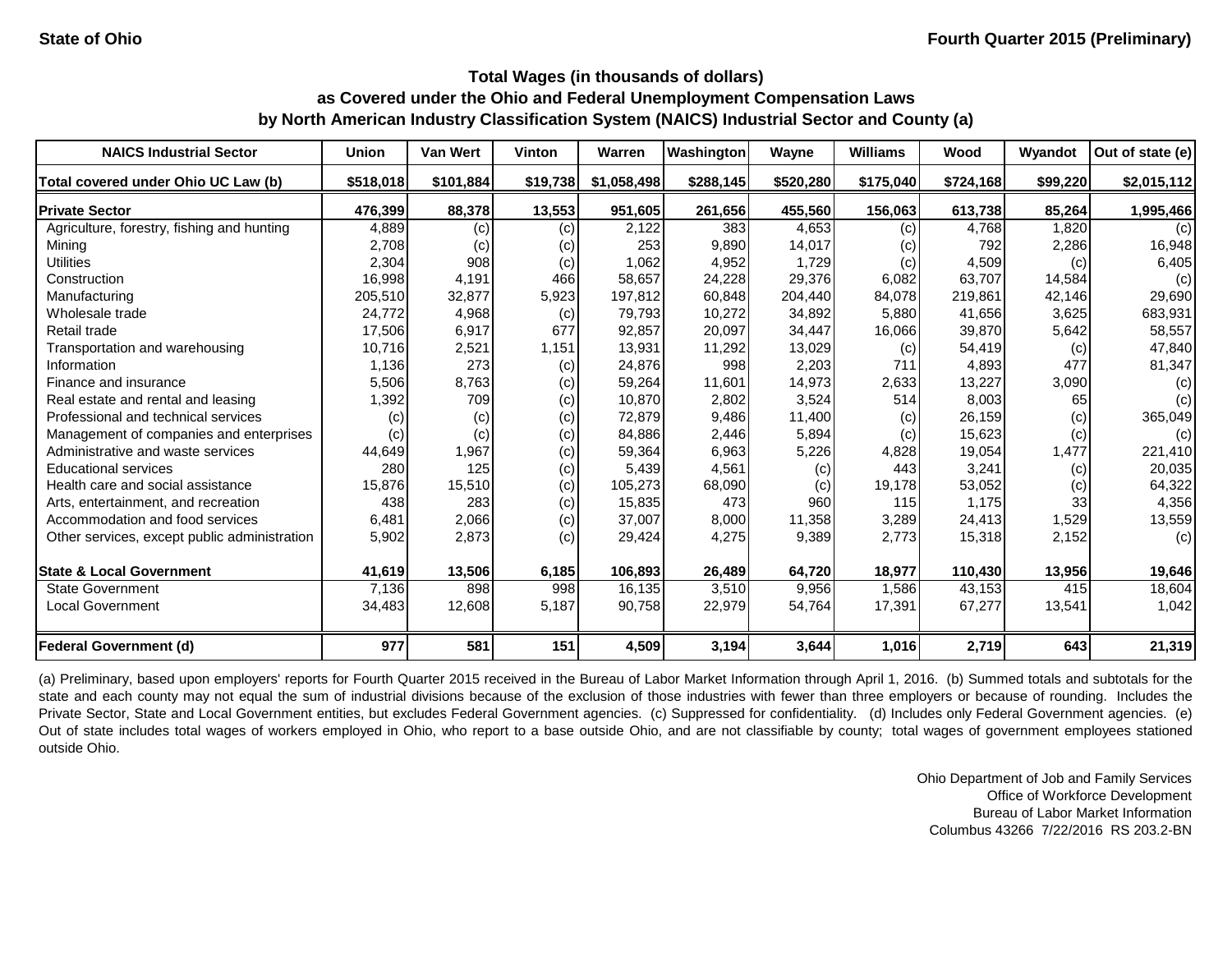State of Ohio

Fourth Quarter 2015 (Preliminary)

## Total Wages (in thousands of dollars) as Covered under the Ohio and Federal Unemployment Compensation Laws by North American Industry Classification System (NAICS) Industrial Sector and County (a)

| NAICS Industrial Sector | Union | Van Wert | Vinton | Warren | Washington | Wayne | Williams | Wood | Wyandot | Out of state (e) |
|---|---|---|---|---|---|---|---|---|---|---|
| **Total covered under Ohio UC Law (b)** | **$518,018** | **$101,884** | **$19,738** | **$1,058,498** | **$288,145** | **$520,280** | **$175,040** | **$724,168** | **$99,220** | **$2,015,112** |
| **Private Sector** | **476,399** | **88,378** | **13,553** | **951,605** | **261,656** | **455,560** | **156,063** | **613,738** | **85,264** | **1,995,466** |
| Agriculture, forestry, fishing and hunting | 4,889 | (c) | (c) | 2,122 | 383 | 4,653 | (c) | 4,768 | 1,820 | (c) |
| Mining | 2,708 | (c) | (c) | 253 | 9,890 | 14,017 | (c) | 792 | 2,286 | 16,948 |
| Utilities | 2,304 | 908 | (c) | 1,062 | 4,952 | 1,729 | (c) | 4,509 | (c) | 6,405 |
| Construction | 16,998 | 4,191 | 466 | 58,657 | 24,228 | 29,376 | 6,082 | 63,707 | 14,584 | (c) |
| Manufacturing | 205,510 | 32,877 | 5,923 | 197,812 | 60,848 | 204,440 | 84,078 | 219,861 | 42,146 | 29,690 |
| Wholesale trade | 24,772 | 4,968 | (c) | 79,793 | 10,272 | 34,892 | 5,880 | 41,656 | 3,625 | 683,931 |
| Retail trade | 17,506 | 6,917 | 677 | 92,857 | 20,097 | 34,447 | 16,066 | 39,870 | 5,642 | 58,557 |
| Transportation and warehousing | 10,716 | 2,521 | 1,151 | 13,931 | 11,292 | 13,029 | (c) | 54,419 | (c) | 47,840 |
| Information | 1,136 | 273 | (c) | 24,876 | 998 | 2,203 | 711 | 4,893 | 477 | 81,347 |
| Finance and insurance | 5,506 | 8,763 | (c) | 59,264 | 11,601 | 14,973 | 2,633 | 13,227 | 3,090 | (c) |
| Real estate and rental and leasing | 1,392 | 709 | (c) | 10,870 | 2,802 | 3,524 | 514 | 8,003 | 65 | (c) |
| Professional and technical services | (c) | (c) | (c) | 72,879 | 9,486 | 11,400 | (c) | 26,159 | (c) | 365,049 |
| Management of companies and enterprises | (c) | (c) | (c) | 84,886 | 2,446 | 5,894 | (c) | 15,623 | (c) | (c) |
| Administrative and waste services | 44,649 | 1,967 | (c) | 59,364 | 6,963 | 5,226 | 4,828 | 19,054 | 1,477 | 221,410 |
| Educational services | 280 | 125 | (c) | 5,439 | 4,561 | (c) | 443 | 3,241 | (c) | 20,035 |
| Health care and social assistance | 15,876 | 15,510 | (c) | 105,273 | 68,090 | (c) | 19,178 | 53,052 | (c) | 64,322 |
| Arts, entertainment, and recreation | 438 | 283 | (c) | 15,835 | 473 | 960 | 115 | 1,175 | 33 | 4,356 |
| Accommodation and food services | 6,481 | 2,066 | (c) | 37,007 | 8,000 | 11,358 | 3,289 | 24,413 | 1,529 | 13,559 |
| Other services, except public administration | 5,902 | 2,873 | (c) | 29,424 | 4,275 | 9,389 | 2,773 | 15,318 | 2,152 | (c) |
| **State & Local Government** | **41,619** | **13,506** | **6,185** | **106,893** | **26,489** | **64,720** | **18,977** | **110,430** | **13,956** | **19,646** |
| State Government | 7,136 | 898 | 998 | 16,135 | 3,510 | 9,956 | 1,586 | 43,153 | 415 | 18,604 |
| Local Government | 34,483 | 12,608 | 5,187 | 90,758 | 22,979 | 54,764 | 17,391 | 67,277 | 13,541 | 1,042 |
| **Federal Government (d)** | **977** | **581** | **151** | **4,509** | **3,194** | **3,644** | **1,016** | **2,719** | **643** | **21,319** |

(a) Preliminary, based upon employers' reports for Fourth Quarter 2015 received in the Bureau of Labor Market Information through April 1, 2016. (b) Summed totals and subtotals for the state and each county may not equal the sum of industrial divisions because of the exclusion of those industries with fewer than three employers or because of rounding. Includes the Private Sector, State and Local Government entities, but excludes Federal Government agencies. (c) Suppressed for confidentiality. (d) Includes only Federal Government agencies. (e) Out of state includes total wages of workers employed in Ohio, who report to a base outside Ohio, and are not classifiable by county; total wages of government employees stationed outside Ohio.

Ohio Department of Job and Family Services
Office of Workforce Development
Bureau of Labor Market Information
Columbus 43266 7/22/2016 RS 203.2-BN